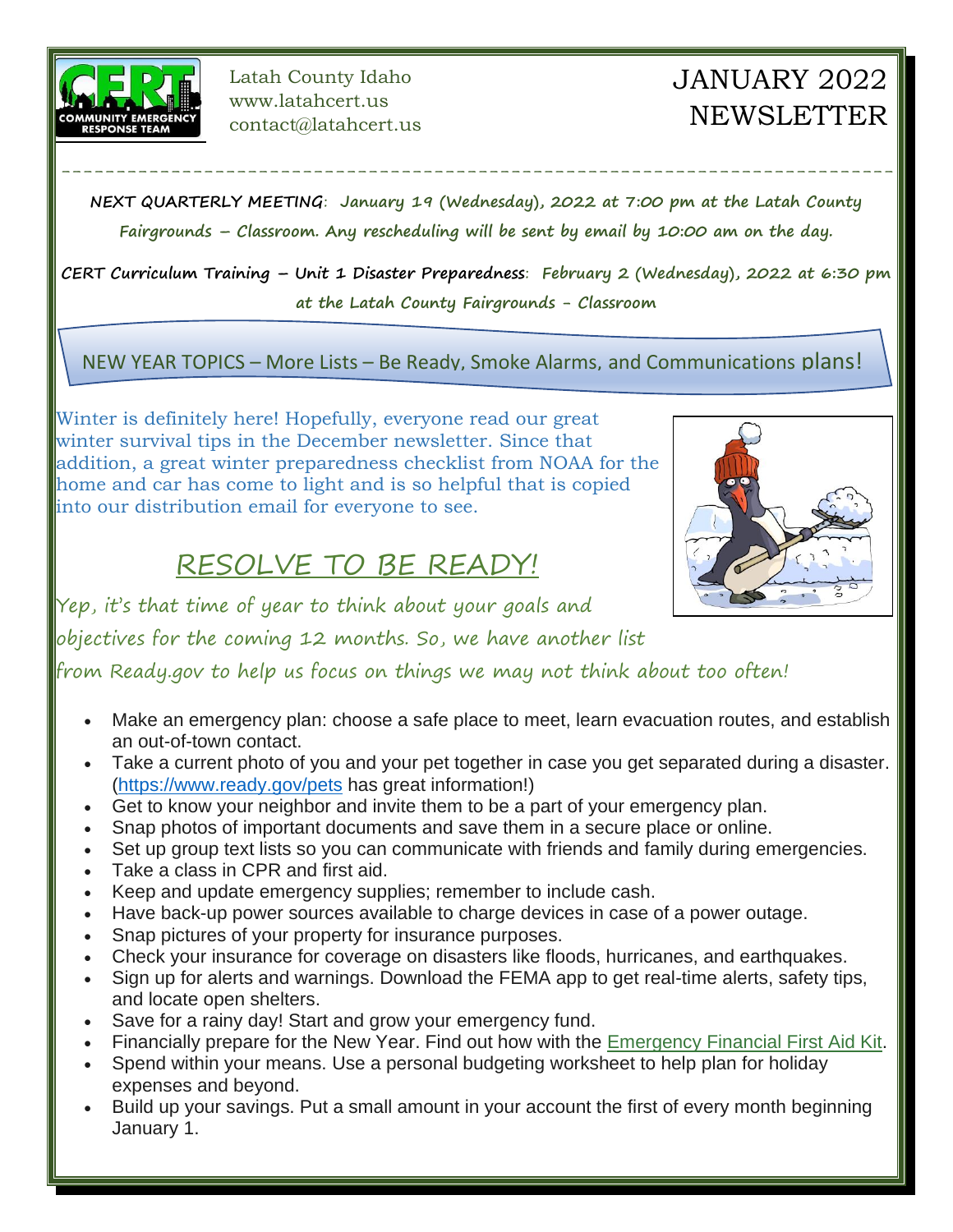Latah County Idaho
www.latahcert.us
contact@latahcert.us

# JANUARY 2022 NEWSLETTER

---

**NEXT QUARTERLY MEETING**: **January 19 (Wednesday), 2022 at 7:00 pm at the Latah County Fairgrounds – Classroom. Any rescheduling will be sent by email by 10:00 am on the day.**

**CERT Curriculum Training – Unit 1 Disaster Preparedness**: **February 2 (Wednesday), 2022 at 6:30 pm at the Latah County Fairgrounds - Classroom**

## NEW YEAR TOPICS – More Lists – Be Ready, Smoke Alarms, and Communications plans!

Winter is definitely here! Hopefully, everyone read our great winter survival tips in the December newsletter. Since that addition, a great winter preparedness checklist from NOAA for the home and car has come to light and is so helpful that is copied into our distribution email for everyone to see.

## RESOLVE TO BE READY!

Yep, it's that time of year to think about your goals and objectives for the coming 12 months. So, we have another list from Ready.gov to help us focus on things we may not think about too often!

- Make an emergency plan: choose a safe place to meet, learn evacuation routes, and establish an out-of-town contact.
- Take a current photo of you and your pet together in case you get separated during a disaster. (https://www.ready.gov/pets has great information!)
- Get to know your neighbor and invite them to be a part of your emergency plan.
- Snap photos of important documents and save them in a secure place or online.
- Set up group text lists so you can communicate with friends and family during emergencies.
- Take a class in CPR and first aid.
- Keep and update emergency supplies; remember to include cash.
- Have back-up power sources available to charge devices in case of a power outage.
- Snap pictures of your property for insurance purposes.
- Check your insurance for coverage on disasters like floods, hurricanes, and earthquakes.
- Sign up for alerts and warnings. Download the FEMA app to get real-time alerts, safety tips, and locate open shelters.
- Save for a rainy day! Start and grow your emergency fund.
- Financially prepare for the New Year. Find out how with the Emergency Financial First Aid Kit.
- Spend within your means. Use a personal budgeting worksheet to help plan for holiday expenses and beyond.
- Build up your savings. Put a small amount in your account the first of every month beginning January 1.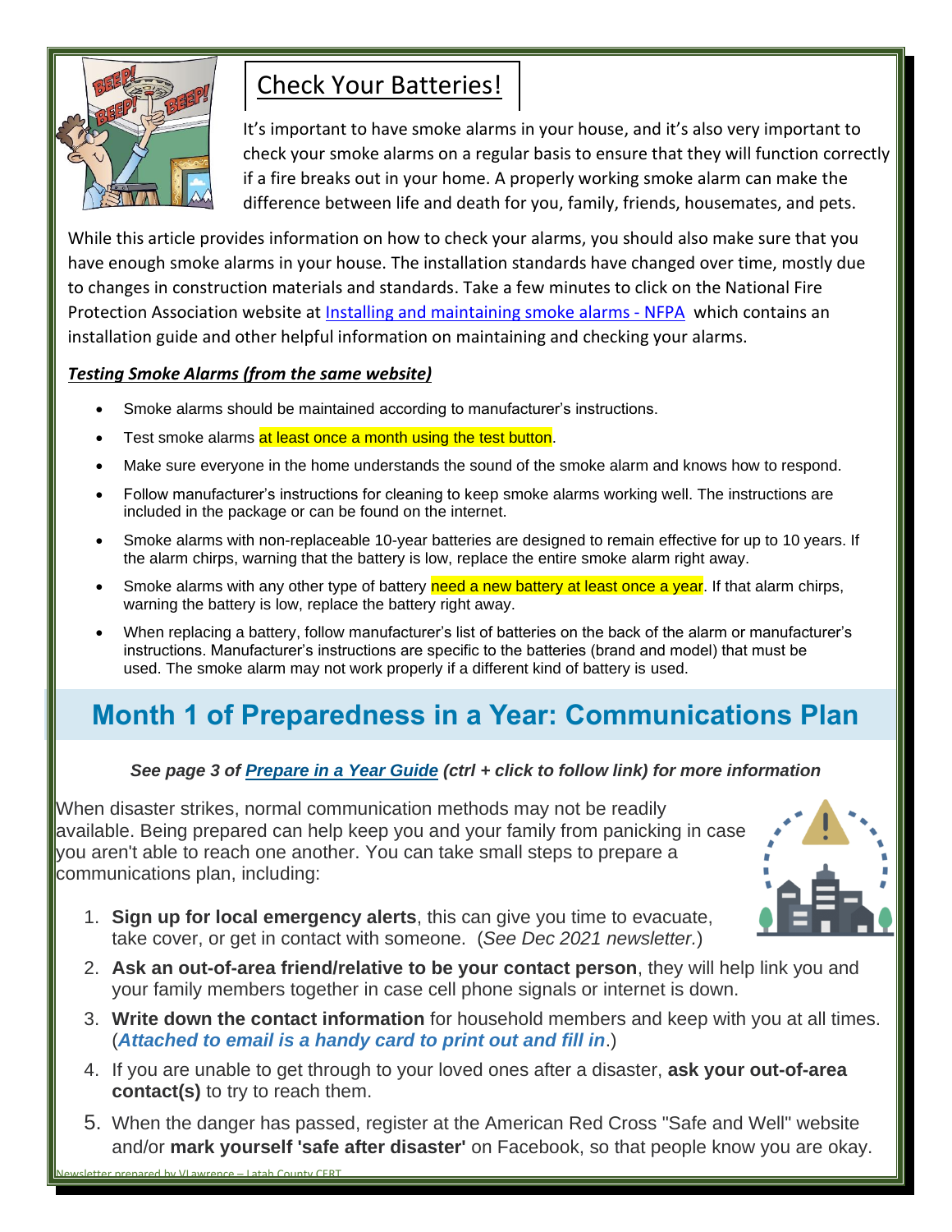## Check Your Batteries!

It's important to have smoke alarms in your house, and it's also very important to check your smoke alarms on a regular basis to ensure that they will function correctly if a fire breaks out in your home. A properly working smoke alarm can make the difference between life and death for you, family, friends, housemates, and pets.

While this article provides information on how to check your alarms, you should also make sure that you have enough smoke alarms in your house. The installation standards have changed over time, mostly due to changes in construction materials and standards. Take a few minutes to click on the National Fire Protection Association website at [Installing and maintaining smoke alarms - NFPA](#) which contains an installation guide and other helpful information on maintaining and checking your alarms.

***Testing Smoke Alarms (from the same website)***

- Smoke alarms should be maintained according to manufacturer's instructions.
- Test smoke alarms at least once a month using the test button.
- Make sure everyone in the home understands the sound of the smoke alarm and knows how to respond.
- Follow manufacturer's instructions for cleaning to keep smoke alarms working well. The instructions are included in the package or can be found on the internet.
- Smoke alarms with non-replaceable 10-year batteries are designed to remain effective for up to 10 years. If the alarm chirps, warning that the battery is low, replace the entire smoke alarm right away.
- Smoke alarms with any other type of battery need a new battery at least once a year. If that alarm chirps, warning the battery is low, replace the battery right away.
- When replacing a battery, follow manufacturer's list of batteries on the back of the alarm or manufacturer's instructions. Manufacturer's instructions are specific to the batteries (brand and model) that must be used. The smoke alarm may not work properly if a different kind of battery is used.

## Month 1 of Preparedness in a Year: Communications Plan

***See page 3 of [Prepare in a Year Guide](#) (ctrl + click to follow link) for more information***

When disaster strikes, normal communication methods may not be readily available. Being prepared can help keep you and your family from panicking in case you aren't able to reach one another. You can take small steps to prepare a communications plan, including:

1. **Sign up for local emergency alerts**, this can give you time to evacuate, take cover, or get in contact with someone. (*See Dec 2021 newsletter.*)
2. **Ask an out-of-area friend/relative to be your contact person**, they will help link you and your family members together in case cell phone signals or internet is down.
3. **Write down the contact information** for household members and keep with you at all times. (***Attached to email is a handy card to print out and fill in***.)
4. If you are unable to get through to your loved ones after a disaster, **ask your out-of-area contact(s)** to try to reach them.
5. When the danger has passed, register at the American Red Cross "Safe and Well" website and/or **mark yourself 'safe after disaster'** on Facebook, so that people know you are okay.

Newsletter prepared by VLawrence – Latah County CERT